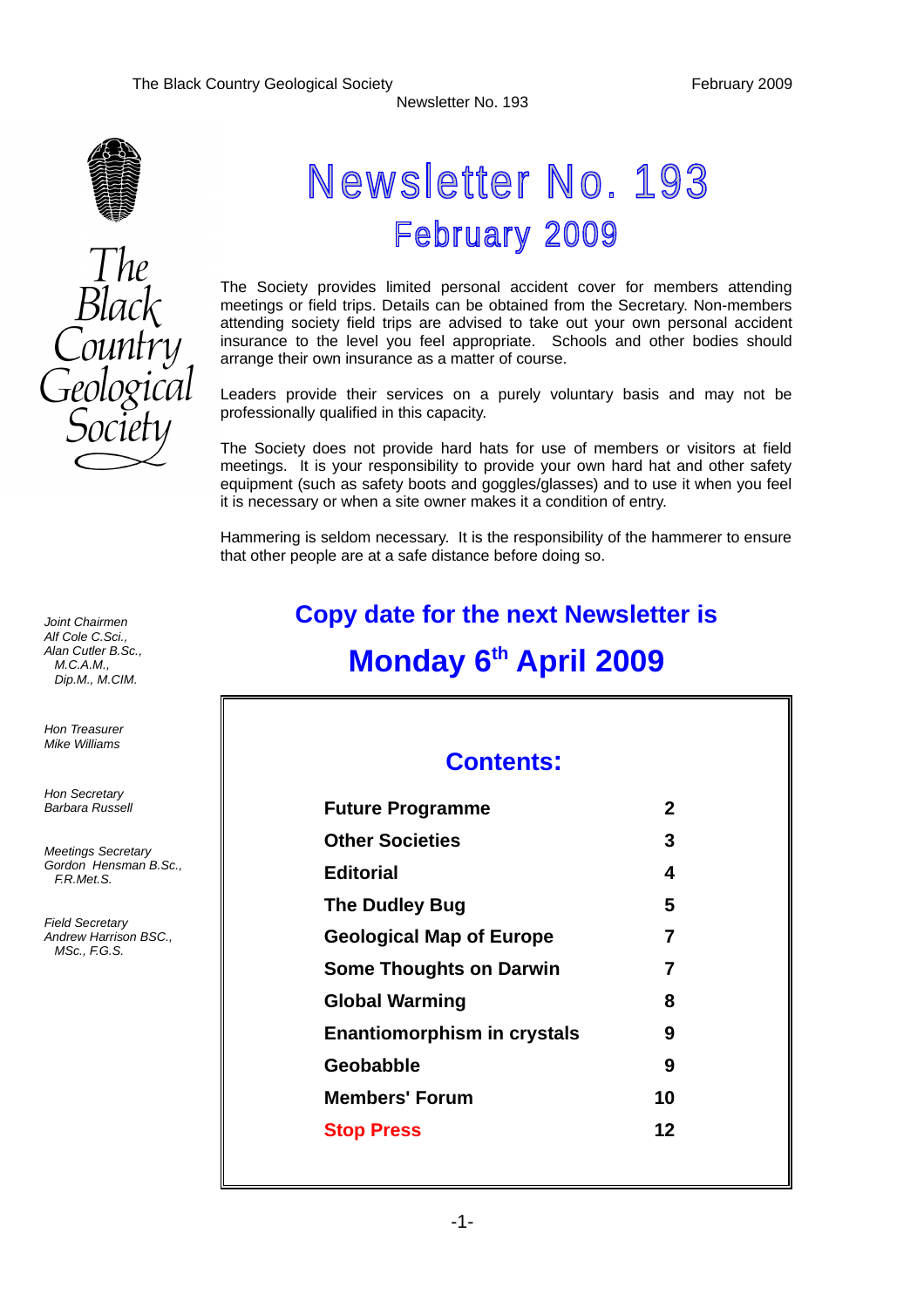The Black Country Geological Society — February 2009

Newsletter No. 193

The Black Country Geological Society

# Newsletter No. 193
## February 2009

The Society provides limited personal accident cover for members attending meetings or field trips. Details can be obtained from the Secretary. Non-members attending society field trips are advised to take out your own personal accident insurance to the level you feel appropriate. Schools and other bodies should arrange their own insurance as a matter of course.

Leaders provide their services on a purely voluntary basis and may not be professionally qualified in this capacity.

The Society does not provide hard hats for use of members or visitors at field meetings. It is your responsibility to provide your own hard hat and other safety equipment (such as safety boots and goggles/glasses) and to use it when you feel it is necessary or when a site owner makes it a condition of entry.

Hammering is seldom necessary. It is the responsibility of the hammerer to ensure that other people are at a safe distance before doing so.

*Joint Chairmen*
*Alf Cole C.Sci.,*
*Alan Cutler B.Sc., M.C.A.M., Dip.M., M.CIM.*

*Hon Treasurer*
*Mike Williams*

*Hon Secretary*
*Barbara Russell*

*Meetings Secretary*
*Gordon Hensman B.Sc., F.R.Met.S.*

*Field Secretary*
*Andrew Harrison BSC., MSc., F.G.S.*

## Copy date for the next Newsletter is
## Monday 6th April 2009

### Contents:

| | |
|---|---|
| **Future Programme** | **2** |
| **Other Societies** | **3** |
| **Editorial** | **4** |
| **The Dudley Bug** | **5** |
| **Geological Map of Europe** | **7** |
| **Some Thoughts on Darwin** | **7** |
| **Global Warming** | **8** |
| **Enantiomorphism in crystals** | **9** |
| **Geobabble** | **9** |
| **Members' Forum** | **10** |
| **Stop Press** | **12** |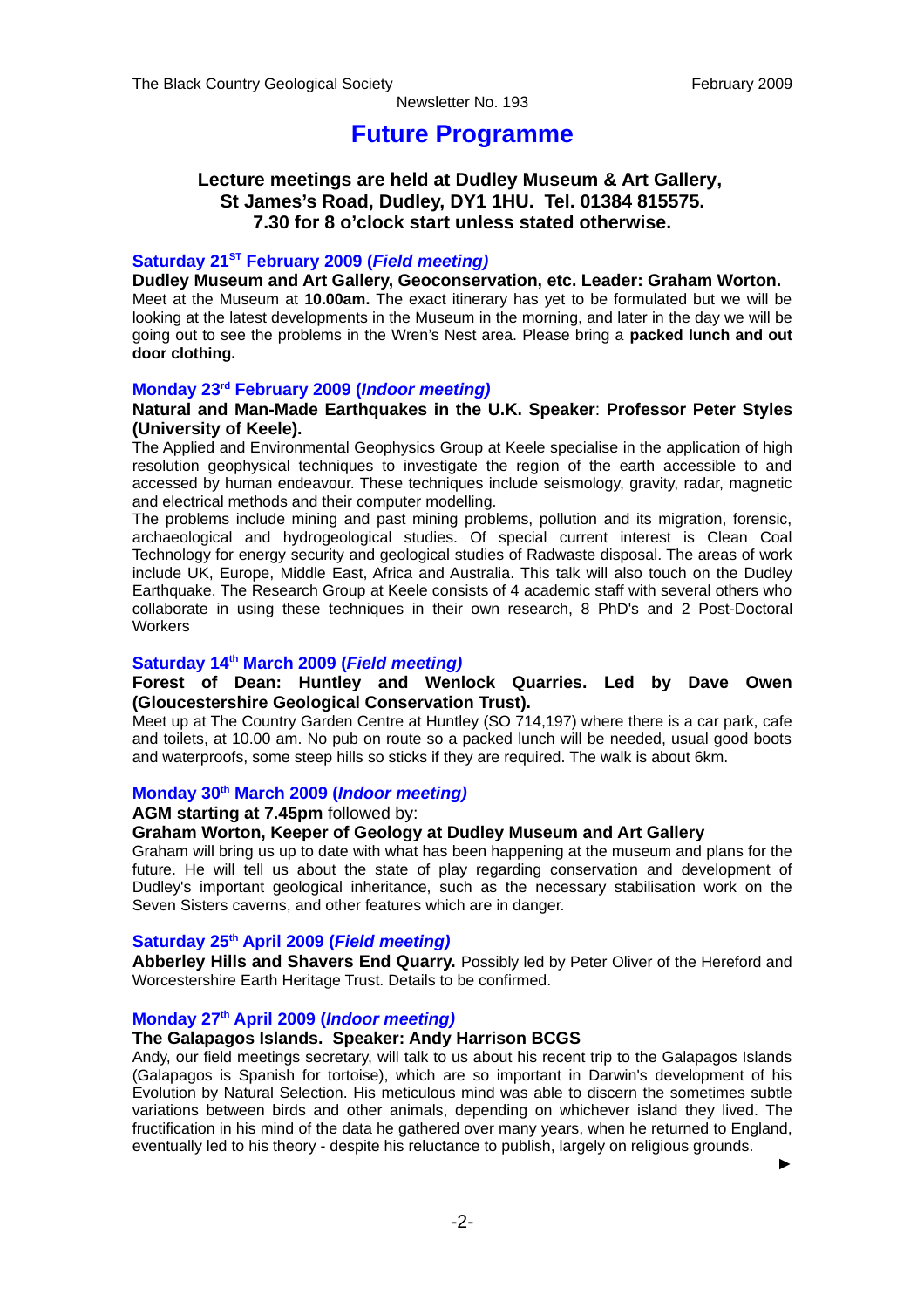# Future Programme

**Lecture meetings are held at Dudley Museum & Art Gallery, St James's Road, Dudley, DY1 1HU. Tel. 01384 815575. 7.30 for 8 o'clock start unless stated otherwise.**

### Saturday 21st February 2009 (*Field meeting)*

**Dudley Museum and Art Gallery, Geoconservation, etc. Leader: Graham Worton.**

Meet at the Museum at **10.00am.** The exact itinerary has yet to be formulated but we will be looking at the latest developments in the Museum in the morning, and later in the day we will be going out to see the problems in the Wren's Nest area. Please bring a **packed lunch and out door clothing.**

### Monday 23rd February 2009 (*Indoor meeting)*

**Natural and Man-Made Earthquakes in the U.K. Speaker: Professor Peter Styles (University of Keele).**

The Applied and Environmental Geophysics Group at Keele specialise in the application of high resolution geophysical techniques to investigate the region of the earth accessible to and accessed by human endeavour. These techniques include seismology, gravity, radar, magnetic and electrical methods and their computer modelling.

The problems include mining and past mining problems, pollution and its migration, forensic, archaeological and hydrogeological studies. Of special current interest is Clean Coal Technology for energy security and geological studies of Radwaste disposal. The areas of work include UK, Europe, Middle East, Africa and Australia. This talk will also touch on the Dudley Earthquake. The Research Group at Keele consists of 4 academic staff with several others who collaborate in using these techniques in their own research, 8 PhD's and 2 Post-Doctoral Workers

### Saturday 14th March 2009 (*Field meeting)*

**Forest of Dean: Huntley and Wenlock Quarries. Led by Dave Owen (Gloucestershire Geological Conservation Trust).**

Meet up at The Country Garden Centre at Huntley (SO 714,197) where there is a car park, cafe and toilets, at 10.00 am. No pub on route so a packed lunch will be needed, usual good boots and waterproofs, some steep hills so sticks if they are required. The walk is about 6km.

### Monday 30th March 2009 (*Indoor meeting)*

**AGM starting at 7.45pm** followed by:

**Graham Worton, Keeper of Geology at Dudley Museum and Art Gallery**

Graham will bring us up to date with what has been happening at the museum and plans for the future. He will tell us about the state of play regarding conservation and development of Dudley's important geological inheritance, such as the necessary stabilisation work on the Seven Sisters caverns, and other features which are in danger.

### Saturday 25th April 2009 (*Field meeting)*

**Abberley Hills and Shavers End Quarry.** Possibly led by Peter Oliver of the Hereford and Worcestershire Earth Heritage Trust. Details to be confirmed.

### Monday 27th April 2009 (*Indoor meeting)*

**The Galapagos Islands. Speaker: Andy Harrison BCGS**

Andy, our field meetings secretary, will talk to us about his recent trip to the Galapagos Islands (Galapagos is Spanish for tortoise), which are so important in Darwin's development of his Evolution by Natural Selection. His meticulous mind was able to discern the sometimes subtle variations between birds and other animals, depending on whichever island they lived. The fructification in his mind of the data he gathered over many years, when he returned to England, eventually led to his theory - despite his reluctance to publish, largely on religious grounds.

►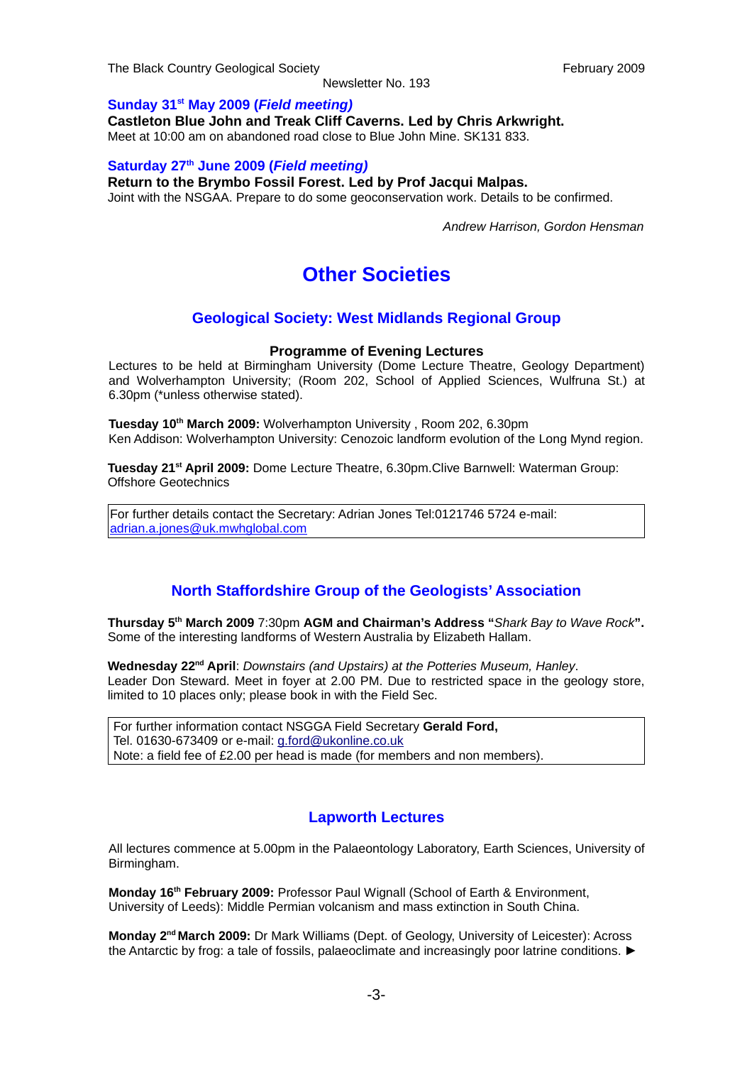**Sunday 31st May 2009 (*Field meeting)***

**Castleton Blue John and Treak Cliff Caverns. Led by Chris Arkwright.**
Meet at 10:00 am on abandoned road close to Blue John Mine. SK131 833.

**Saturday 27th June 2009 (*Field meeting)***

**Return to the Brymbo Fossil Forest. Led by Prof Jacqui Malpas.**
Joint with the NSGAA. Prepare to do some geoconservation work. Details to be confirmed.

*Andrew Harrison, Gordon Hensman*

# Other Societies

## Geological Society: West Midlands Regional Group

### Programme of Evening Lectures

Lectures to be held at Birmingham University (Dome Lecture Theatre, Geology Department) and Wolverhampton University; (Room 202, School of Applied Sciences, Wulfruna St.) at 6.30pm (*unless otherwise stated).

**Tuesday 10th March 2009:** Wolverhampton University , Room 202, 6.30pm
Ken Addison: Wolverhampton University: Cenozoic landform evolution of the Long Mynd region.

**Tuesday 21st April 2009:** Dome Lecture Theatre, 6.30pm.Clive Barnwell: Waterman Group: Offshore Geotechnics

For further details contact the Secretary: Adrian Jones Tel:0121746 5724 e-mail: adrian.a.jones@uk.mwhglobal.com

## North Staffordshire Group of the Geologists' Association

**Thursday 5th March 2009** 7:30pm **AGM and Chairman's Address "***Shark Bay to Wave Rock***".** Some of the interesting landforms of Western Australia by Elizabeth Hallam.

**Wednesday 22nd April**: *Downstairs (and Upstairs) at the Potteries Museum, Hanley*.
Leader Don Steward. Meet in foyer at 2.00 PM. Due to restricted space in the geology store, limited to 10 places only; please book in with the Field Sec.

For further information contact NSGGA Field Secretary **Gerald Ford,**
Tel. 01630-673409 or e-mail: g.ford@ukonline.co.uk
Note: a field fee of £2.00 per head is made (for members and non members).

## Lapworth Lectures

All lectures commence at 5.00pm in the Palaeontology Laboratory, Earth Sciences, University of Birmingham.

**Monday 16th February 2009:** Professor Paul Wignall (School of Earth & Environment, University of Leeds): Middle Permian volcanism and mass extinction in South China.

**Monday 2nd March 2009:** Dr Mark Williams (Dept. of Geology, University of Leicester): Across the Antarctic by frog: a tale of fossils, palaeoclimate and increasingly poor latrine conditions. ►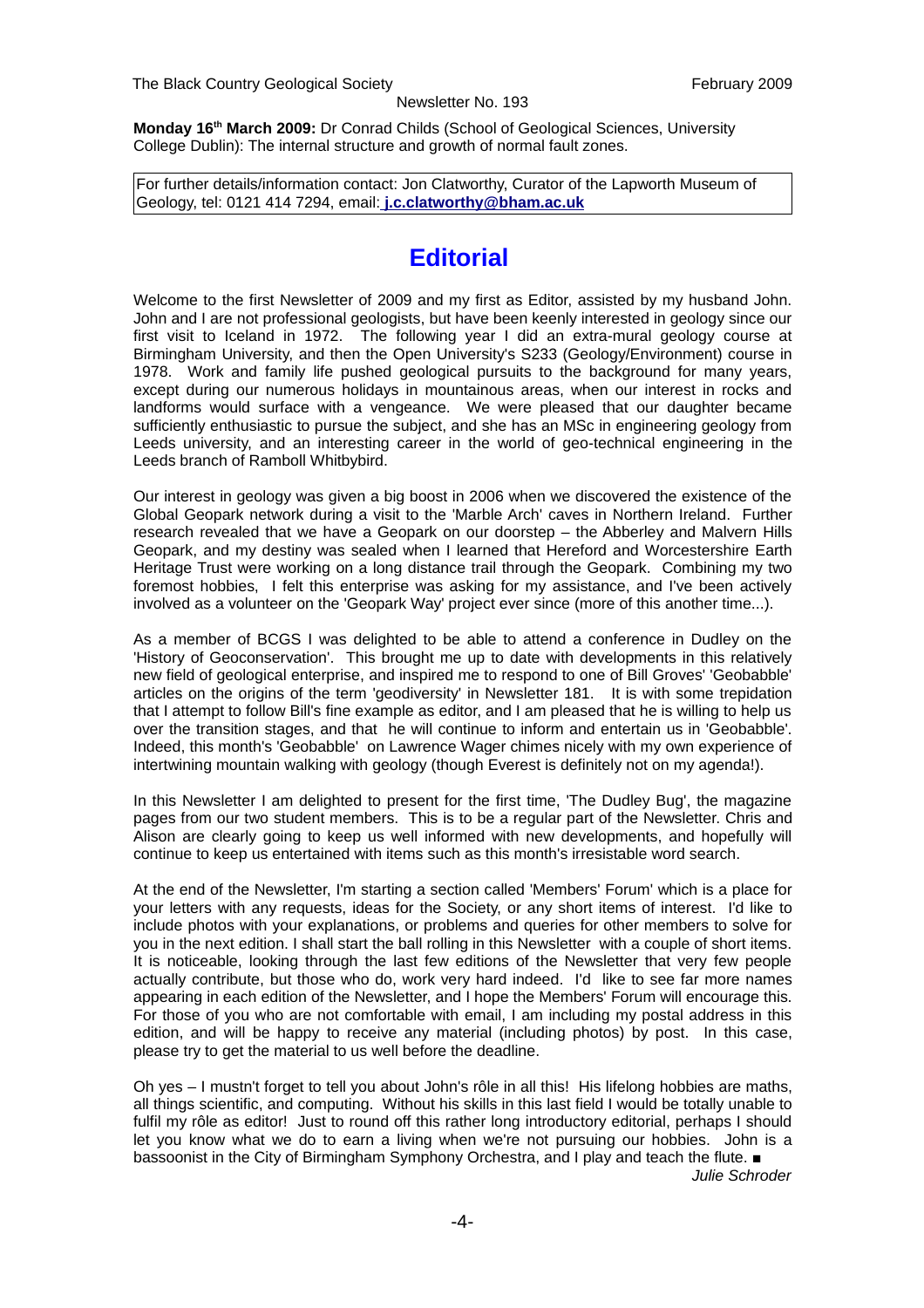**Monday 16th March 2009:** Dr Conrad Childs (School of Geological Sciences, University College Dublin): The internal structure and growth of normal fault zones.

For further details/information contact: Jon Clatworthy, Curator of the Lapworth Museum of Geology, tel: 0121 414 7294, email: **j.c.clatworthy@bham.ac.uk**

# Editorial

Welcome to the first Newsletter of 2009 and my first as Editor, assisted by my husband John. John and I are not professional geologists, but have been keenly interested in geology since our first visit to Iceland in 1972. The following year I did an extra-mural geology course at Birmingham University, and then the Open University's S233 (Geology/Environment) course in 1978. Work and family life pushed geological pursuits to the background for many years, except during our numerous holidays in mountainous areas, when our interest in rocks and landforms would surface with a vengeance. We were pleased that our daughter became sufficiently enthusiastic to pursue the subject, and she has an MSc in engineering geology from Leeds university, and an interesting career in the world of geo-technical engineering in the Leeds branch of Ramboll Whitbybird.

Our interest in geology was given a big boost in 2006 when we discovered the existence of the Global Geopark network during a visit to the 'Marble Arch' caves in Northern Ireland. Further research revealed that we have a Geopark on our doorstep – the Abberley and Malvern Hills Geopark, and my destiny was sealed when I learned that Hereford and Worcestershire Earth Heritage Trust were working on a long distance trail through the Geopark. Combining my two foremost hobbies, I felt this enterprise was asking for my assistance, and I've been actively involved as a volunteer on the 'Geopark Way' project ever since (more of this another time...).

As a member of BCGS I was delighted to be able to attend a conference in Dudley on the 'History of Geoconservation'. This brought me up to date with developments in this relatively new field of geological enterprise, and inspired me to respond to one of Bill Groves' 'Geobabble' articles on the origins of the term 'geodiversity' in Newsletter 181. It is with some trepidation that I attempt to follow Bill's fine example as editor, and I am pleased that he is willing to help us over the transition stages, and that he will continue to inform and entertain us in 'Geobabble'. Indeed, this month's 'Geobabble' on Lawrence Wager chimes nicely with my own experience of intertwining mountain walking with geology (though Everest is definitely not on my agenda!).

In this Newsletter I am delighted to present for the first time, 'The Dudley Bug', the magazine pages from our two student members. This is to be a regular part of the Newsletter. Chris and Alison are clearly going to keep us well informed with new developments, and hopefully will continue to keep us entertained with items such as this month's irresistable word search.

At the end of the Newsletter, I'm starting a section called 'Members' Forum' which is a place for your letters with any requests, ideas for the Society, or any short items of interest. I'd like to include photos with your explanations, or problems and queries for other members to solve for you in the next edition. I shall start the ball rolling in this Newsletter with a couple of short items. It is noticeable, looking through the last few editions of the Newsletter that very few people actually contribute, but those who do, work very hard indeed. I'd like to see far more names appearing in each edition of the Newsletter, and I hope the Members' Forum will encourage this. For those of you who are not comfortable with email, I am including my postal address in this edition, and will be happy to receive any material (including photos) by post. In this case, please try to get the material to us well before the deadline.

Oh yes – I mustn't forget to tell you about John's rôle in all this! His lifelong hobbies are maths, all things scientific, and computing. Without his skills in this last field I would be totally unable to fulfil my rôle as editor! Just to round off this rather long introductory editorial, perhaps I should let you know what we do to earn a living when we're not pursuing our hobbies. John is a bassoonist in the City of Birmingham Symphony Orchestra, and I play and teach the flute. ■

*Julie Schroder*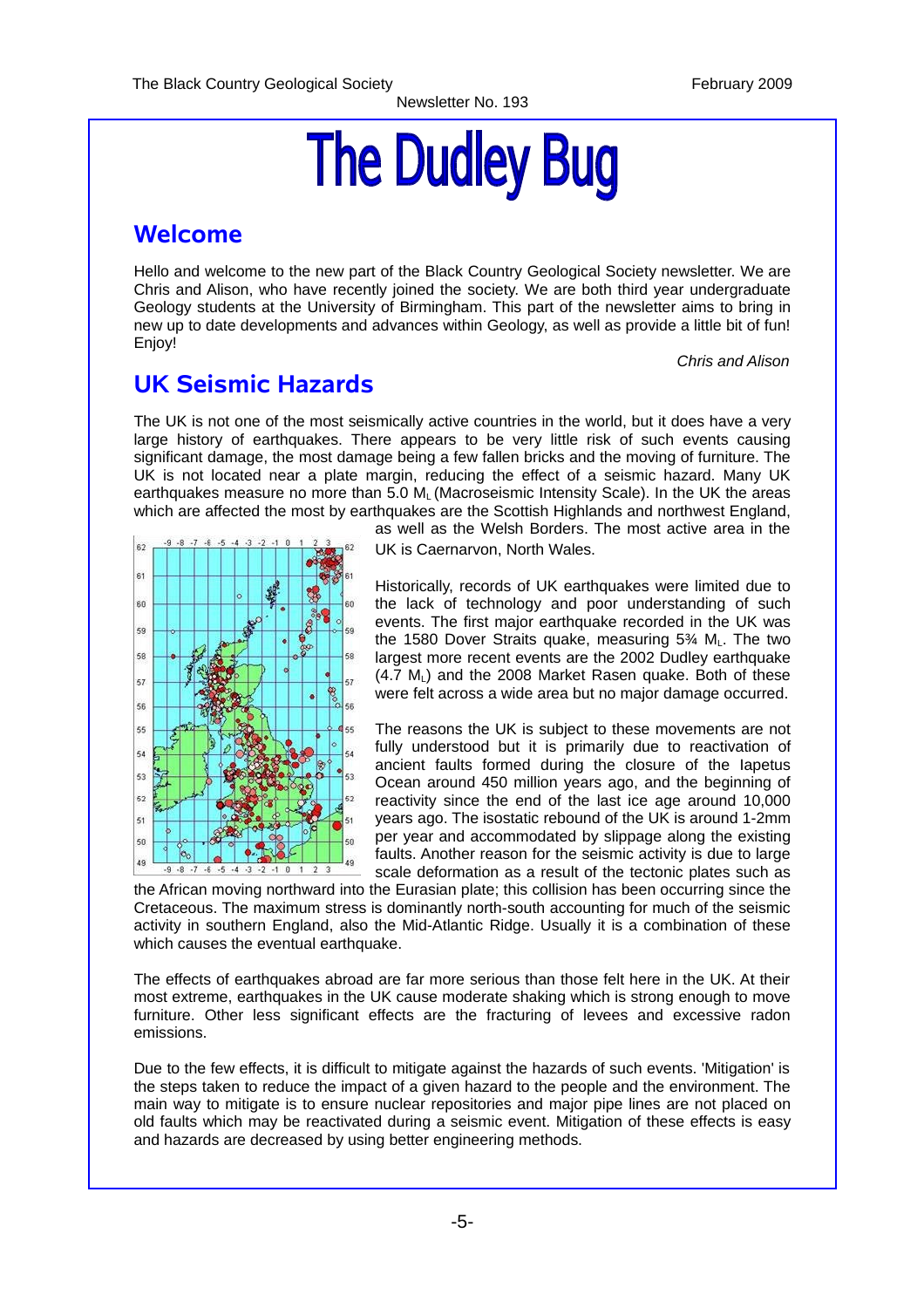# The Dudley Bug

## Welcome

Hello and welcome to the new part of the Black Country Geological Society newsletter. We are Chris and Alison, who have recently joined the society. We are both third year undergraduate Geology students at the University of Birmingham. This part of the newsletter aims to bring in new up to date developments and advances within Geology, as well as provide a little bit of fun! Enjoy!

*Chris and Alison*

## UK Seismic Hazards

The UK is not one of the most seismically active countries in the world, but it does have a very large history of earthquakes. There appears to be very little risk of such events causing significant damage, the most damage being a few fallen bricks and the moving of furniture. The UK is not located near a plate margin, reducing the effect of a seismic hazard. Many UK earthquakes measure no more than 5.0 $M_L$ (Macroseismic Intensity Scale). In the UK the areas which are affected the most by earthquakes are the Scottish Highlands and northwest England, as well as the Welsh Borders. The most active area in the UK is Caernarvon, North Wales.

Historically, records of UK earthquakes were limited due to the lack of technology and poor understanding of such events. The first major earthquake recorded in the UK was the 1580 Dover Straits quake, measuring 5¾ $M_L$. The two largest more recent events are the 2002 Dudley earthquake (4.7 $M_L$) and the 2008 Market Rasen quake. Both of these were felt across a wide area but no major damage occurred.

The reasons the UK is subject to these movements are not fully understood but it is primarily due to reactivation of ancient faults formed during the closure of the Iapetus Ocean around 450 million years ago, and the beginning of reactivity since the end of the last ice age around 10,000 years ago. The isostatic rebound of the UK is around 1-2mm per year and accommodated by slippage along the existing faults. Another reason for the seismic activity is due to large scale deformation as a result of the tectonic plates such as the African moving northward into the Eurasian plate; this collision has been occurring since the Cretaceous. The maximum stress is dominantly north-south accounting for much of the seismic activity in southern England, also the Mid-Atlantic Ridge. Usually it is a combination of these which causes the eventual earthquake.

The effects of earthquakes abroad are far more serious than those felt here in the UK. At their most extreme, earthquakes in the UK cause moderate shaking which is strong enough to move furniture. Other less significant effects are the fracturing of levees and excessive radon emissions.

Due to the few effects, it is difficult to mitigate against the hazards of such events. 'Mitigation' is the steps taken to reduce the impact of a given hazard to the people and the environment. The main way to mitigate is to ensure nuclear repositories and major pipe lines are not placed on old faults which may be reactivated during a seismic event. Mitigation of these effects is easy and hazards are decreased by using better engineering methods.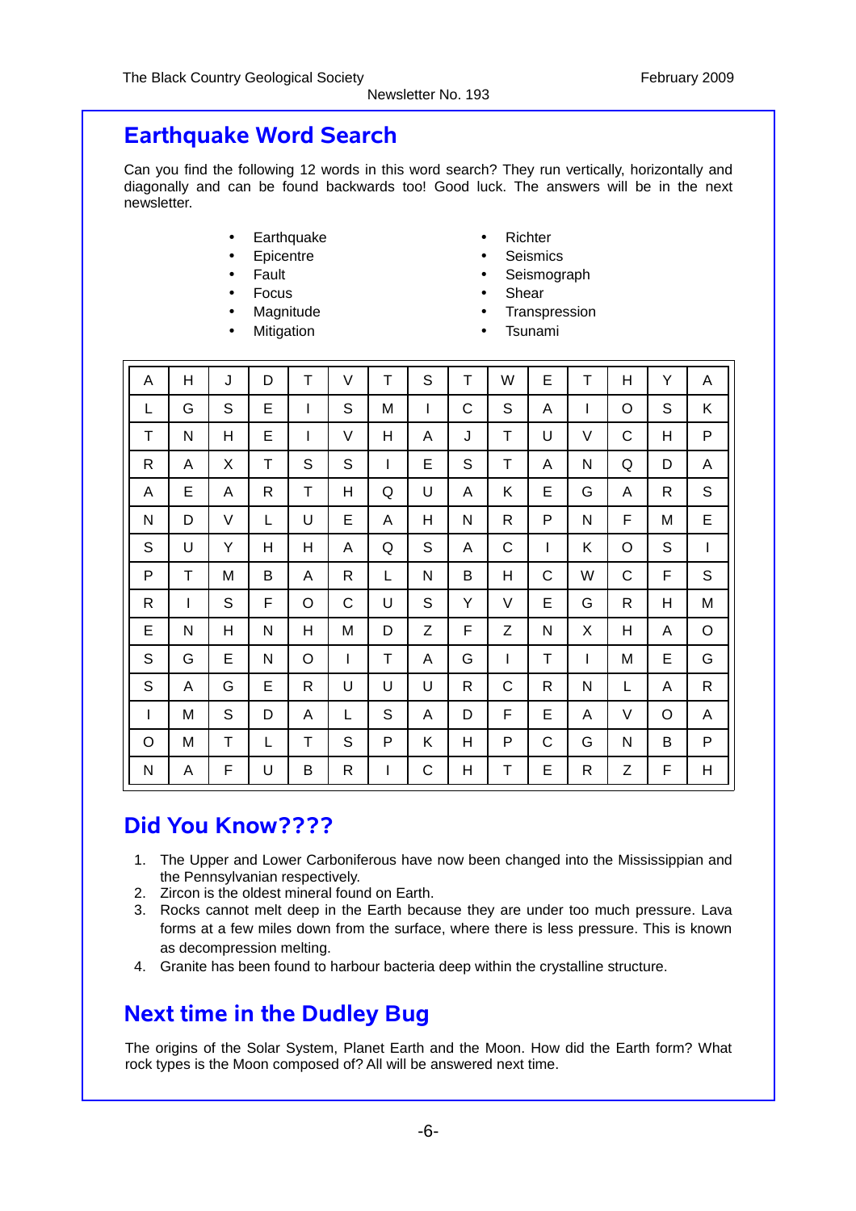## Earthquake Word Search

Can you find the following 12 words in this word search? They run vertically, horizontally and diagonally and can be found backwards too! Good luck. The answers will be in the next newsletter.

- Earthquake
- Epicentre
- Fault
- Focus
- Magnitude
- Mitigation
- Richter
- Seismics
- Seismograph
- Shear
- Transpression
- Tsunami

| | | | | | | | | | | | | | | |
|---|---|---|---|---|---|---|---|---|---|---|---|---|---|---|
| A | H | J | D | T | V | T | S | T | W | E | T | H | Y | A |
| L | G | S | E | I | S | M | I | C | S | A | I | O | S | K |
| T | N | H | E | I | V | H | A | J | T | U | V | C | H | P |
| R | A | X | T | S | S | I | E | S | T | A | N | Q | D | A |
| A | E | A | R | T | H | Q | U | A | K | E | G | A | R | S |
| N | D | V | L | U | E | A | H | N | R | P | N | F | M | E |
| S | U | Y | H | H | A | Q | S | A | C | I | K | O | S | I |
| P | T | M | B | A | R | L | N | B | H | C | W | C | F | S |
| R | I | S | F | O | C | U | S | Y | V | E | G | R | H | M |
| E | N | H | N | H | M | D | Z | F | Z | N | X | H | A | O |
| S | G | E | N | O | I | T | A | G | I | T | I | M | E | G |
| S | A | G | E | R | U | U | U | R | C | R | N | L | A | R |
| I | M | S | D | A | L | S | A | D | F | E | A | V | O | A |
| O | M | T | L | T | S | P | K | H | P | C | G | N | B | P |
| N | A | F | U | B | R | I | C | H | T | E | R | Z | F | H |

## Did You Know????

1. The Upper and Lower Carboniferous have now been changed into the Mississippian and the Pennsylvanian respectively.
2. Zircon is the oldest mineral found on Earth.
3. Rocks cannot melt deep in the Earth because they are under too much pressure. Lava forms at a few miles down from the surface, where there is less pressure. This is known as decompression melting.
4. Granite has been found to harbour bacteria deep within the crystalline structure.

## Next time in the Dudley Bug

The origins of the Solar System, Planet Earth and the Moon. How did the Earth form? What rock types is the Moon composed of? All will be answered next time.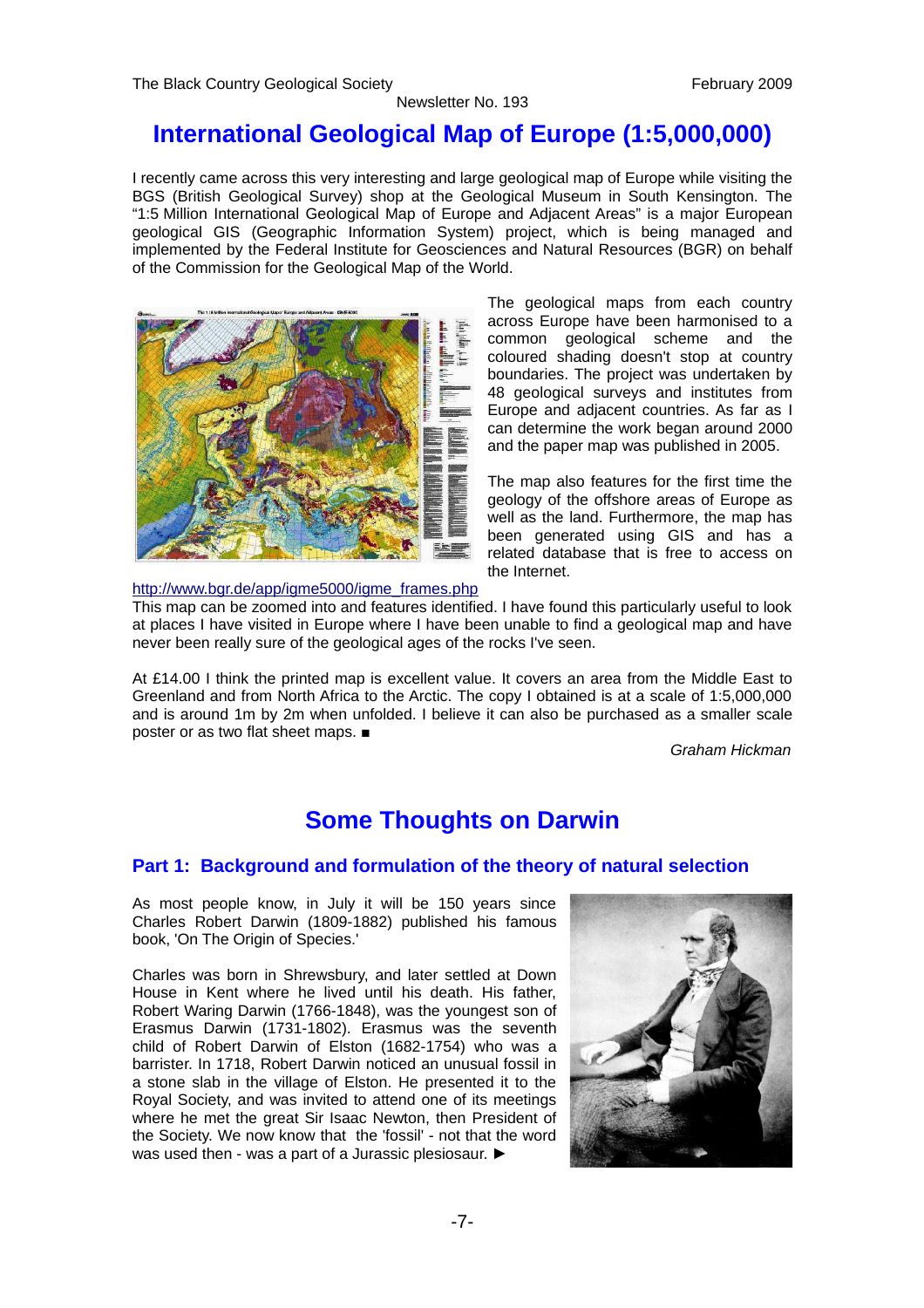# International Geological Map of Europe (1:5,000,000)

I recently came across this very interesting and large geological map of Europe while visiting the BGS (British Geological Survey) shop at the Geological Museum in South Kensington. The "1:5 Million International Geological Map of Europe and Adjacent Areas" is a major European geological GIS (Geographic Information System) project, which is being managed and implemented by the Federal Institute for Geosciences and Natural Resources (BGR) on behalf of the Commission for the Geological Map of the World.

The geological maps from each country across Europe have been harmonised to a common geological scheme and the coloured shading doesn't stop at country boundaries. The project was undertaken by 48 geological surveys and institutes from Europe and adjacent countries. As far as I can determine the work began around 2000 and the paper map was published in 2005.

The map also features for the first time the geology of the offshore areas of Europe as well as the land. Furthermore, the map has been generated using GIS and has a related database that is free to access on the Internet.

http://www.bgr.de/app/igme5000/igme_frames.php

This map can be zoomed into and features identified. I have found this particularly useful to look at places I have visited in Europe where I have been unable to find a geological map and have never been really sure of the geological ages of the rocks I've seen.

At £14.00 I think the printed map is excellent value. It covers an area from the Middle East to Greenland and from North Africa to the Arctic. The copy I obtained is at a scale of 1:5,000,000 and is around 1m by 2m when unfolded. I believe it can also be purchased as a smaller scale poster or as two flat sheet maps. ■

*Graham Hickman*

# Some Thoughts on Darwin

## Part 1: Background and formulation of the theory of natural selection

As most people know, in July it will be 150 years since Charles Robert Darwin (1809-1882) published his famous book, 'On The Origin of Species.'

Charles was born in Shrewsbury, and later settled at Down House in Kent where he lived until his death. His father, Robert Waring Darwin (1766-1848), was the youngest son of Erasmus Darwin (1731-1802). Erasmus was the seventh child of Robert Darwin of Elston (1682-1754) who was a barrister. In 1718, Robert Darwin noticed an unusual fossil in a stone slab in the village of Elston. He presented it to the Royal Society, and was invited to attend one of its meetings where he met the great Sir Isaac Newton, then President of the Society. We now know that the 'fossil' - not that the word was used then - was a part of a Jurassic plesiosaur. ►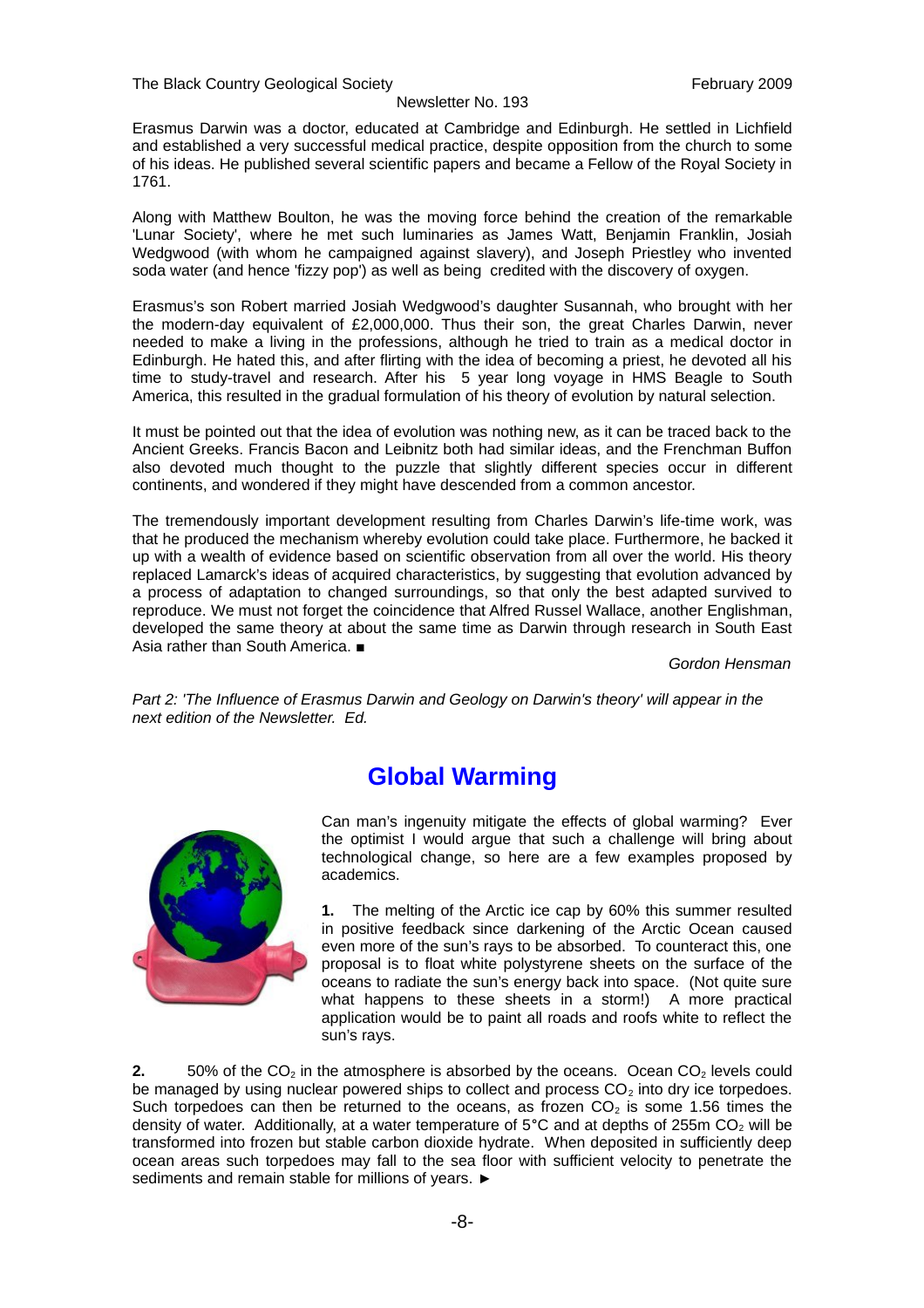Erasmus Darwin was a doctor, educated at Cambridge and Edinburgh. He settled in Lichfield and established a very successful medical practice, despite opposition from the church to some of his ideas. He published several scientific papers and became a Fellow of the Royal Society in 1761.

Along with Matthew Boulton, he was the moving force behind the creation of the remarkable 'Lunar Society', where he met such luminaries as James Watt, Benjamin Franklin, Josiah Wedgwood (with whom he campaigned against slavery), and Joseph Priestley who invented soda water (and hence 'fizzy pop') as well as being credited with the discovery of oxygen.

Erasmus's son Robert married Josiah Wedgwood's daughter Susannah, who brought with her the modern-day equivalent of £2,000,000. Thus their son, the great Charles Darwin, never needed to make a living in the professions, although he tried to train as a medical doctor in Edinburgh. He hated this, and after flirting with the idea of becoming a priest, he devoted all his time to study-travel and research. After his 5 year long voyage in HMS Beagle to South America, this resulted in the gradual formulation of his theory of evolution by natural selection.

It must be pointed out that the idea of evolution was nothing new, as it can be traced back to the Ancient Greeks. Francis Bacon and Leibnitz both had similar ideas, and the Frenchman Buffon also devoted much thought to the puzzle that slightly different species occur in different continents, and wondered if they might have descended from a common ancestor.

The tremendously important development resulting from Charles Darwin's life-time work, was that he produced the mechanism whereby evolution could take place. Furthermore, he backed it up with a wealth of evidence based on scientific observation from all over the world. His theory replaced Lamarck's ideas of acquired characteristics, by suggesting that evolution advanced by a process of adaptation to changed surroundings, so that only the best adapted survived to reproduce. We must not forget the coincidence that Alfred Russel Wallace, another Englishman, developed the same theory at about the same time as Darwin through research in South East Asia rather than South America. ■

*Gordon Hensman*

*Part 2: 'The Influence of Erasmus Darwin and Geology on Darwin's theory' will appear in the next edition of the Newsletter. Ed.*

## Global Warming

Can man's ingenuity mitigate the effects of global warming? Ever the optimist I would argue that such a challenge will bring about technological change, so here are a few examples proposed by academics.

**1.** The melting of the Arctic ice cap by 60% this summer resulted in positive feedback since darkening of the Arctic Ocean caused even more of the sun's rays to be absorbed. To counteract this, one proposal is to float white polystyrene sheets on the surface of the oceans to radiate the sun's energy back into space. (Not quite sure what happens to these sheets in a storm!) A more practical application would be to paint all roads and roofs white to reflect the sun's rays.

**2.** 50% of the $CO_2$ in the atmosphere is absorbed by the oceans. Ocean $CO_2$ levels could be managed by using nuclear powered ships to collect and process $CO_2$ into dry ice torpedoes. Such torpedoes can then be returned to the oceans, as frozen $CO_2$ is some 1.56 times the density of water. Additionally, at a water temperature of 5°C and at depths of 255m $CO_2$ will be transformed into frozen but stable carbon dioxide hydrate. When deposited in sufficiently deep ocean areas such torpedoes may fall to the sea floor with sufficient velocity to penetrate the sediments and remain stable for millions of years. ►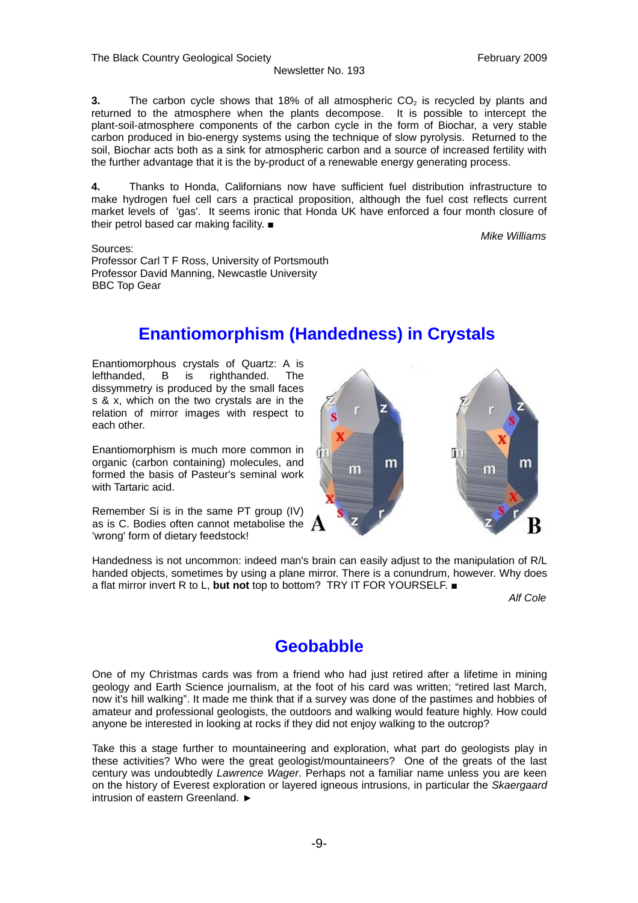**3.** The carbon cycle shows that 18% of all atmospheric $CO_2$ is recycled by plants and returned to the atmosphere when the plants decompose. It is possible to intercept the plant-soil-atmosphere components of the carbon cycle in the form of Biochar, a very stable carbon produced in bio-energy systems using the technique of slow pyrolysis. Returned to the soil, Biochar acts both as a sink for atmospheric carbon and a source of increased fertility with the further advantage that it is the by-product of a renewable energy generating process.

**4.** Thanks to Honda, Californians now have sufficient fuel distribution infrastructure to make hydrogen fuel cell cars a practical proposition, although the fuel cost reflects current market levels of 'gas'. It seems ironic that Honda UK have enforced a four month closure of their petrol based car making facility. ■

*Mike Williams*

Sources:
Professor Carl T F Ross, University of Portsmouth
Professor David Manning, Newcastle University
BBC Top Gear

## Enantiomorphism (Handedness) in Crystals

Enantiomorphous crystals of Quartz: A is lefthanded, B is righthanded. The dissymmetry is produced by the small faces s & x, which on the two crystals are in the relation of mirror images with respect to each other.

Enantiomorphism is much more common in organic (carbon containing) molecules, and formed the basis of Pasteur's seminal work with Tartaric acid.

Remember Si is in the same PT group (IV) as is C. Bodies often cannot metabolise the 'wrong' form of dietary feedstock!

Handedness is not uncommon: indeed man's brain can easily adjust to the manipulation of R/L handed objects, sometimes by using a plane mirror. There is a conundrum, however. Why does a flat mirror invert R to L, **but not** top to bottom? TRY IT FOR YOURSELF. ■

*Alf Cole*

## Geobabble

One of my Christmas cards was from a friend who had just retired after a lifetime in mining geology and Earth Science journalism, at the foot of his card was written; "retired last March, now it's hill walking". It made me think that if a survey was done of the pastimes and hobbies of amateur and professional geologists, the outdoors and walking would feature highly. How could anyone be interested in looking at rocks if they did not enjoy walking to the outcrop?

Take this a stage further to mountaineering and exploration, what part do geologists play in these activities? Who were the great geologist/mountaineers? One of the greats of the last century was undoubtedly *Lawrence Wager*. Perhaps not a familiar name unless you are keen on the history of Everest exploration or layered igneous intrusions, in particular the *Skaergaard* intrusion of eastern Greenland. ►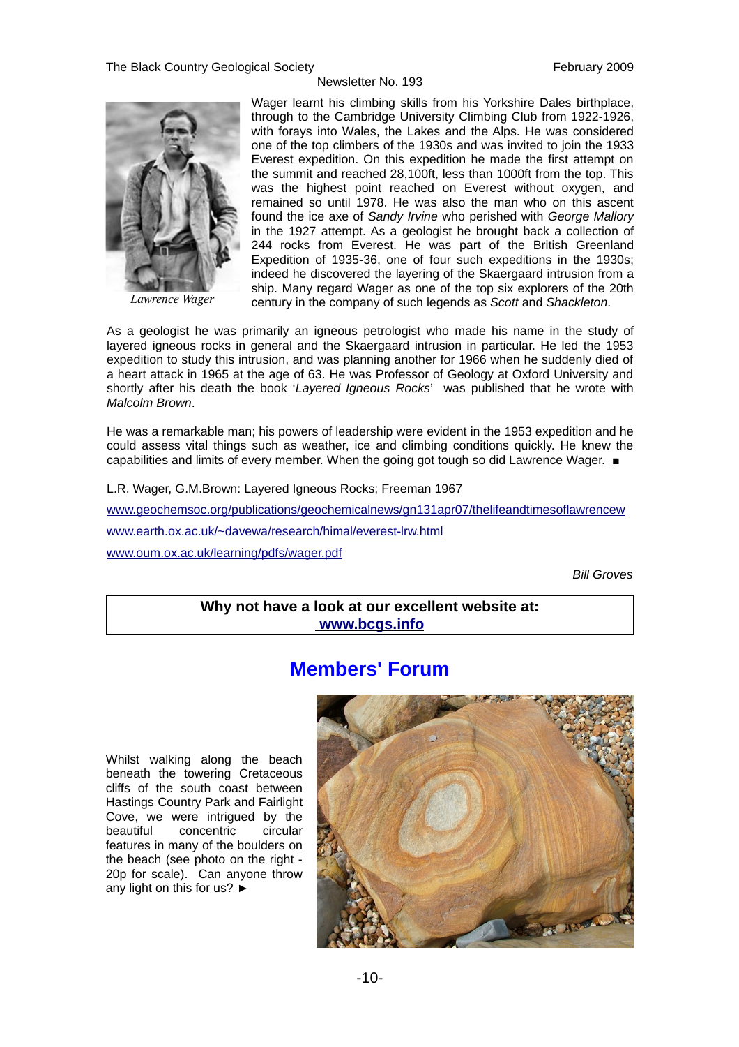Wager learnt his climbing skills from his Yorkshire Dales birthplace, through to the Cambridge University Climbing Club from 1922-1926, with forays into Wales, the Lakes and the Alps. He was considered one of the top climbers of the 1930s and was invited to join the 1933 Everest expedition. On this expedition he made the first attempt on the summit and reached 28,100ft, less than 1000ft from the top. This was the highest point reached on Everest without oxygen, and remained so until 1978. He was also the man who on this ascent found the ice axe of *Sandy Irvine* who perished with *George Mallory* in the 1927 attempt. As a geologist he brought back a collection of 244 rocks from Everest. He was part of the British Greenland Expedition of 1935-36, one of four such expeditions in the 1930s; indeed he discovered the layering of the Skaergaard intrusion from a ship. Many regard Wager as one of the top six explorers of the 20th century in the company of such legends as *Scott* and *Shackleton*.

*Lawrence Wager*

As a geologist he was primarily an igneous petrologist who made his name in the study of layered igneous rocks in general and the Skaergaard intrusion in particular. He led the 1953 expedition to study this intrusion, and was planning another for 1966 when he suddenly died of a heart attack in 1965 at the age of 63. He was Professor of Geology at Oxford University and shortly after his death the book '*Layered Igneous Rocks*' was published that he wrote with *Malcolm Brown*.

He was a remarkable man; his powers of leadership were evident in the 1953 expedition and he could assess vital things such as weather, ice and climbing conditions quickly. He knew the capabilities and limits of every member. When the going got tough so did Lawrence Wager. ■

L.R. Wager, G.M.Brown: Layered Igneous Rocks; Freeman 1967

www.geochemsoc.org/publications/geochemicalnews/gn131apr07/thelifeandtimesoflawrencew

www.earth.ox.ac.uk/~davewa/research/himal/everest-lrw.html

www.oum.ox.ac.uk/learning/pdfs/wager.pdf

*Bill Groves*

**Why not have a look at our excellent website at:**
**www.bcgs.info**

## Members' Forum

Whilst walking along the beach beneath the towering Cretaceous cliffs of the south coast between Hastings Country Park and Fairlight Cove, we were intrigued by the beautiful concentric circular features in many of the boulders on the beach (see photo on the right - 20p for scale). Can anyone throw any light on this for us? ►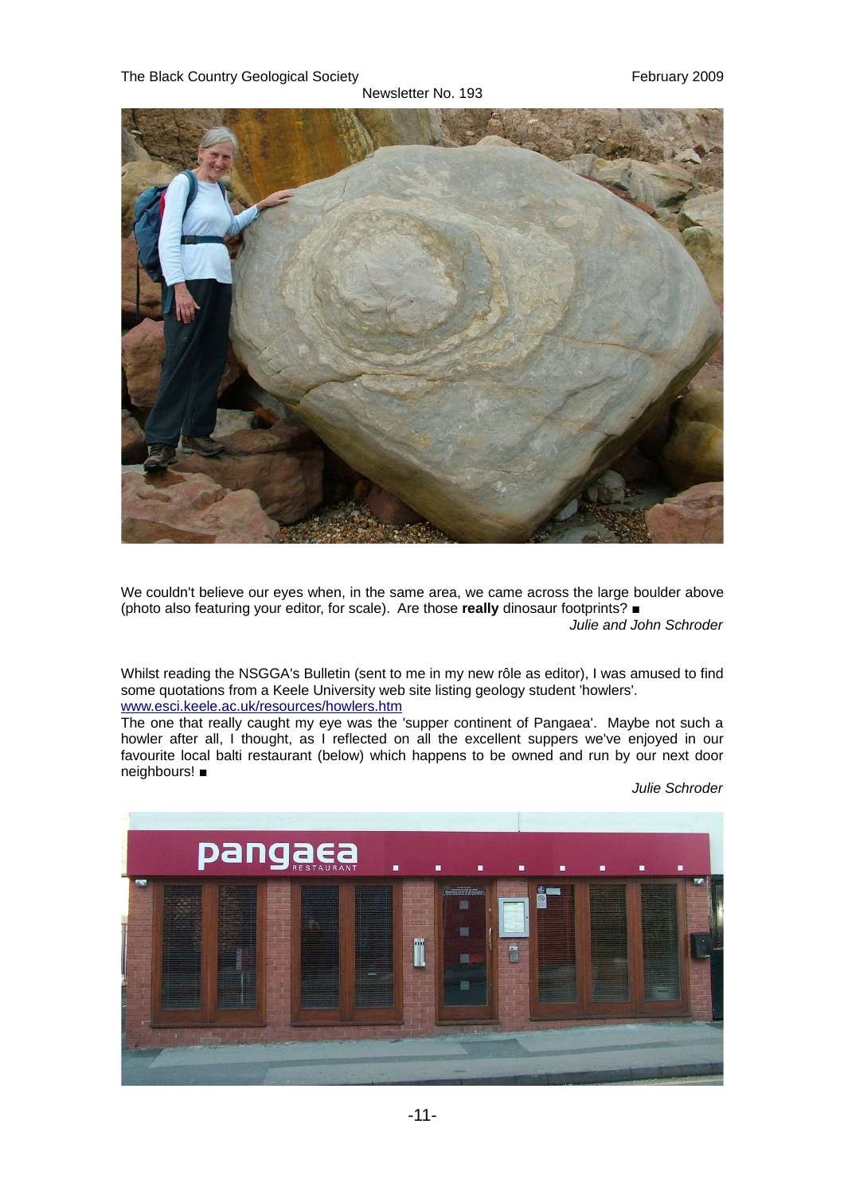We couldn't believe our eyes when, in the same area, we came across the large boulder above (photo also featuring your editor, for scale). Are those **really** dinosaur footprints? ■

*Julie and John Schroder*

Whilst reading the NSGGA's Bulletin (sent to me in my new rôle as editor), I was amused to find some quotations from a Keele University web site listing geology student 'howlers'.
www.esci.keele.ac.uk/resources/howlers.htm
The one that really caught my eye was the 'supper continent of Pangaea'. Maybe not such a howler after all, I thought, as I reflected on all the excellent suppers we've enjoyed in our favourite local balti restaurant (below) which happens to be owned and run by our next door neighbours! ■

*Julie Schroder*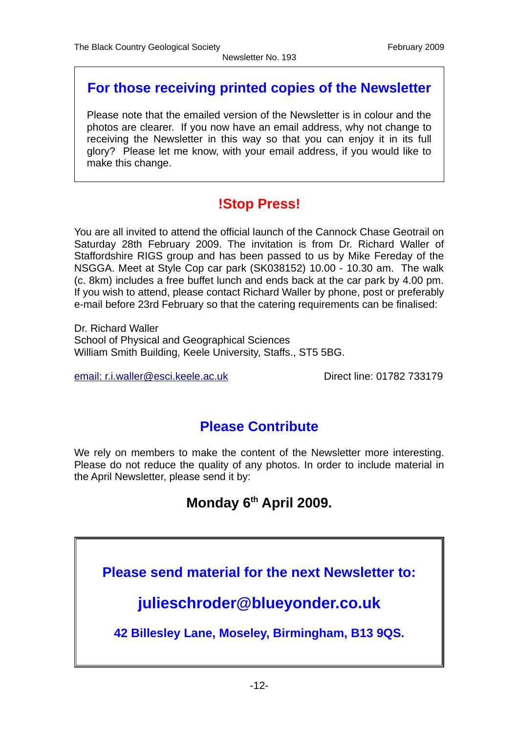## For those receiving printed copies of the Newsletter

Please note that the emailed version of the Newsletter is in colour and the photos are clearer. If you now have an email address, why not change to receiving the Newsletter in this way so that you can enjoy it in its full glory? Please let me know, with your email address, if you would like to make this change.

## !Stop Press!

You are all invited to attend the official launch of the Cannock Chase Geotrail on Saturday 28th February 2009. The invitation is from Dr. Richard Waller of Staffordshire RIGS group and has been passed to us by Mike Fereday of the NSGGA. Meet at Style Cop car park (SK038152) 10.00 - 10.30 am. The walk (c. 8km) includes a free buffet lunch and ends back at the car park by 4.00 pm. If you wish to attend, please contact Richard Waller by phone, post or preferably e-mail before 23rd February so that the catering requirements can be finalised:

Dr. Richard Waller
School of Physical and Geographical Sciences
William Smith Building, Keele University, Staffs., ST5 5BG.

email: r.i.waller@esci.keele.ac.uk Direct line: 01782 733179

## Please Contribute

We rely on members to make the content of the Newsletter more interesting. Please do not reduce the quality of any photos. In order to include material in the April Newsletter, please send it by:

**Monday 6th April 2009.**

## Please send material for the next Newsletter to:

**julieschroder@blueyonder.co.uk**

**42 Billesley Lane, Moseley, Birmingham, B13 9QS.**